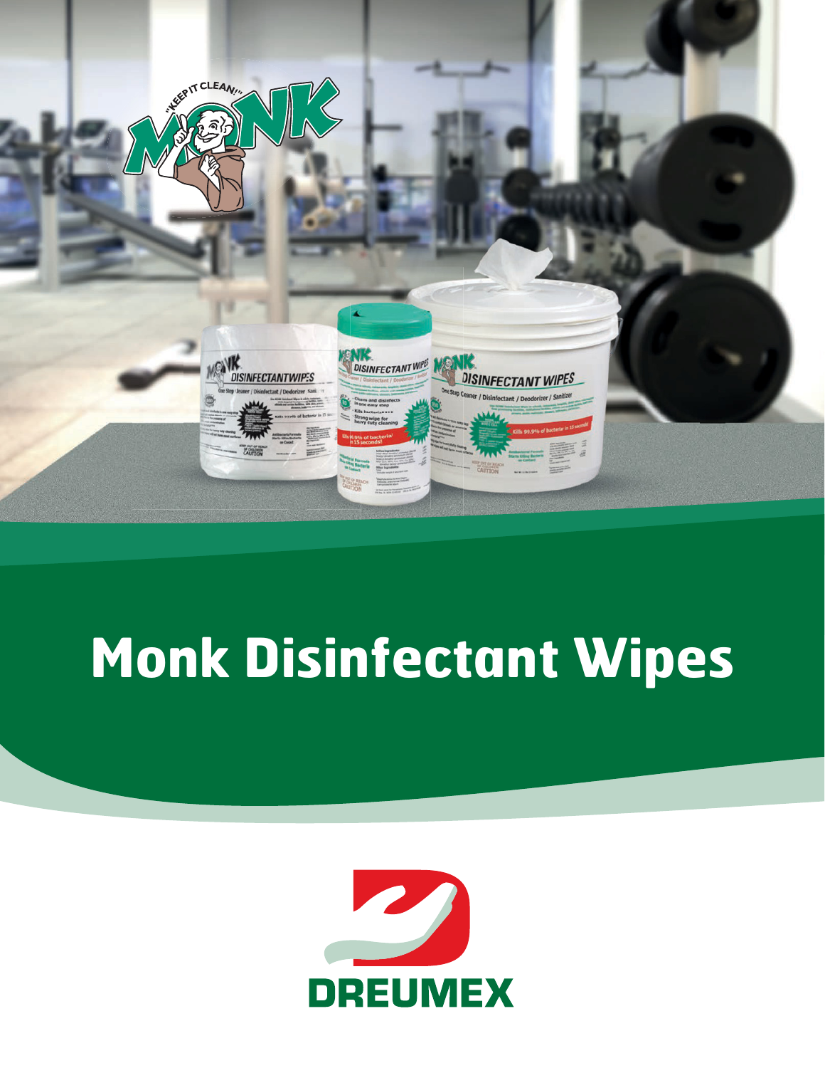# Monk Disinfectant Wipes

DREUMEX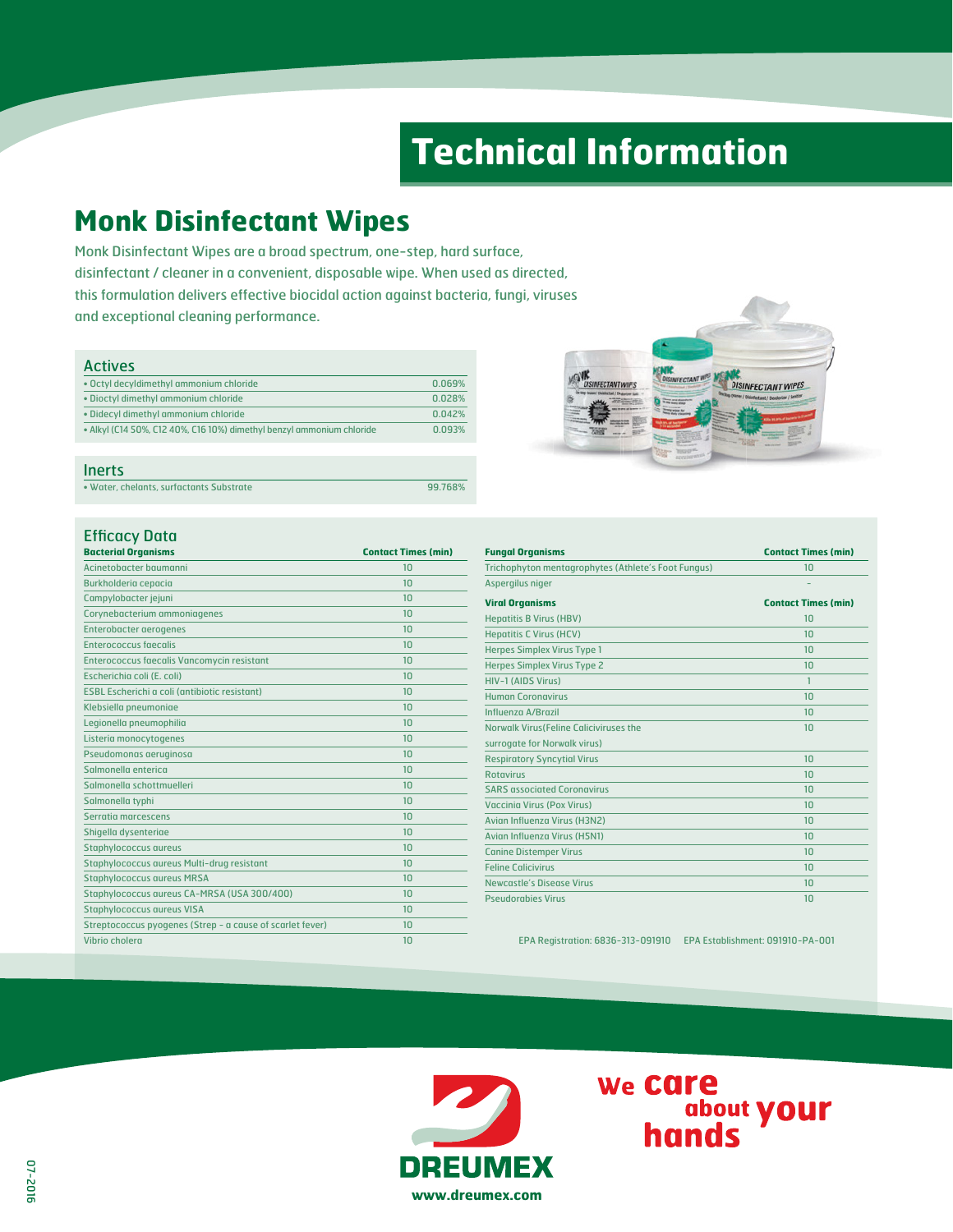# Technical Information

## Monk Disinfectant Wipes

Monk Disinfectant Wipes are a broad spectrum, one-step, hard surface, disinfectant / cleaner in a convenient, disposable wipe. When used as directed, this formulation delivers effective biocidal action against bacteria, fungi, viruses and exceptional cleaning performance.

### Actives

| | |
|---|---|
| • Octyl decyldimethyl ammonium chloride | 0.069% |
| • Dioctyl dimethyl ammonium chloride | 0.028% |
| • Didecyl dimethyl ammonium chloride | 0.042% |
| • Alkyl (C14 50%, C12 40%, C16 10%) dimethyl benzyl ammonium chloride | 0.093% |

### Inerts

| | |
|---|---|
| • Water, chelants, surfactants Substrate | 99.768% |

### Efficacy Data

| Bacterial Organisms | Contact Times (min) |
|---|---|
| Acinetobacter baumanni | 10 |
| Burkholderia cepacia | 10 |
| Campylobacter jejuni | 10 |
| Corynebacterium ammoniagenes | 10 |
| Enterobacter aerogenes | 10 |
| Enterococcus faecalis | 10 |
| Enterococcus faecalis Vancomycin resistant | 10 |
| Escherichia coli (E. coli) | 10 |
| ESBL Escherichi a coli (antibiotic resistant) | 10 |
| Klebsiella pneumoniae | 10 |
| Legionella pneumophilia | 10 |
| Listeria monocytogenes | 10 |
| Pseudomonas aeruginosa | 10 |
| Salmonella enterica | 10 |
| Salmonella schottmuelleri | 10 |
| Salmonella typhi | 10 |
| Serratia marcescens | 10 |
| Shigella dysenteriae | 10 |
| Staphylococcus aureus | 10 |
| Staphylococcus aureus Multi-drug resistant | 10 |
| Staphylococcus aureus MRSA | 10 |
| Staphylococcus aureus CA-MRSA (USA 300/400) | 10 |
| Staphylococcus aureus VISA | 10 |
| Streptococcus pyogenes (Strep - a cause of scarlet fever) | 10 |
| Vibrio cholera | 10 |

| Fungal Organisms | Contact Times (min) |
|---|---|
| Trichophyton mentagrophytes (Athlete's Foot Fungus) | 10 |
| Aspergilus niger | - |

| Viral Organisms | Contact Times (min) |
|---|---|
| Hepatitis B Virus (HBV) | 10 |
| Hepatitis C Virus (HCV) | 10 |
| Herpes Simplex Virus Type 1 | 10 |
| Herpes Simplex Virus Type 2 | 10 |
| HIV-1 (AIDS Virus) | 1 |
| Human Coronavirus | 10 |
| Influenza A/Brazil | 10 |
| Norwalk Virus(Feline Caliciviruses the surrogate for Norwalk virus) | 10 |
| Respiratory Syncytial Virus | 10 |
| Rotovirus | 10 |
| SARS associated Coronavirus | 10 |
| Vaccinia Virus (Pox Virus) | 10 |
| Avian Influenza Virus (H3N2) | 10 |
| Avian Influenza Virus (H5N1) | 10 |
| Canine Distemper Virus | 10 |
| Feline Calicivirus | 10 |
| Newcastle's Disease Virus | 10 |
| Pseudorabies Virus | 10 |

EPA Registration: 6836-313-091910 EPA Establishment: 091910-PA-001

DREUMEX

www.dreumex.com

We care about your hands

07-2016